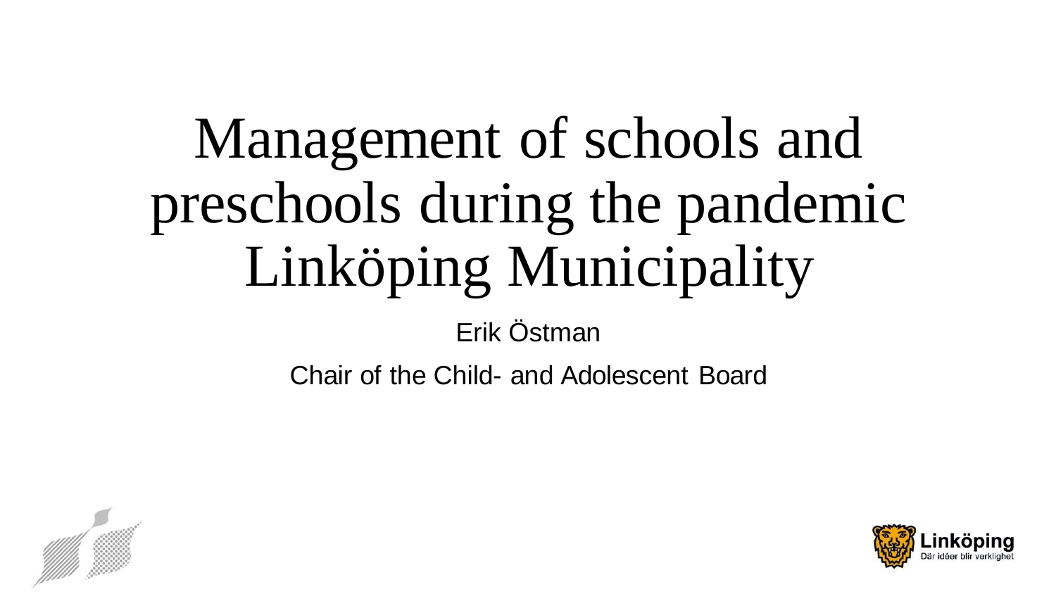# Management of schools and preschools during the pandemic Linköping Municipality

Erik Östman

Chair of the Child- and Adolescent Board

Linköping

Där idéer blir verklighet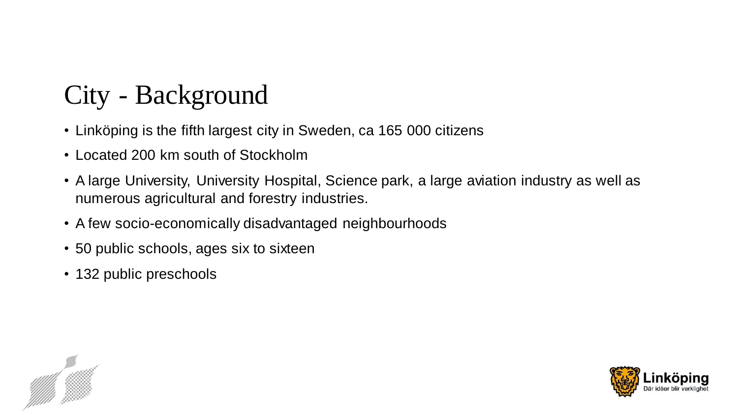# City - Background

- Linköping is the fifth largest city in Sweden, ca 165 000 citizens
- Located 200 km south of Stockholm
- A large University, University Hospital, Science park, a large aviation industry as well as numerous agricultural and forestry industries.
- A few socio-economically disadvantaged neighbourhoods
- 50 public schools, ages six to sixteen
- 132 public preschools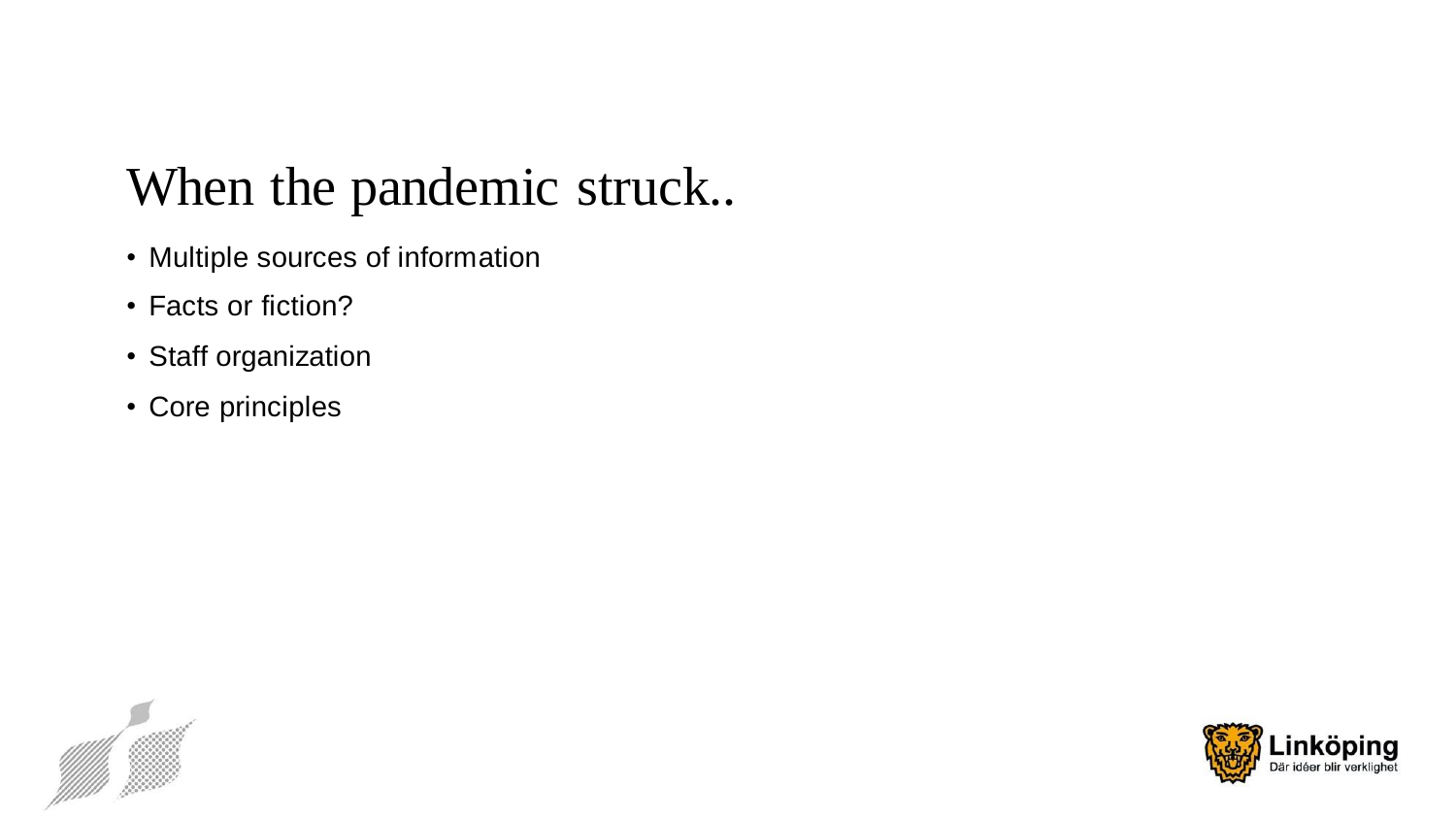# When the pandemic struck..

- Multiple sources of information
- Facts or fiction?
- Staff organization
- Core principles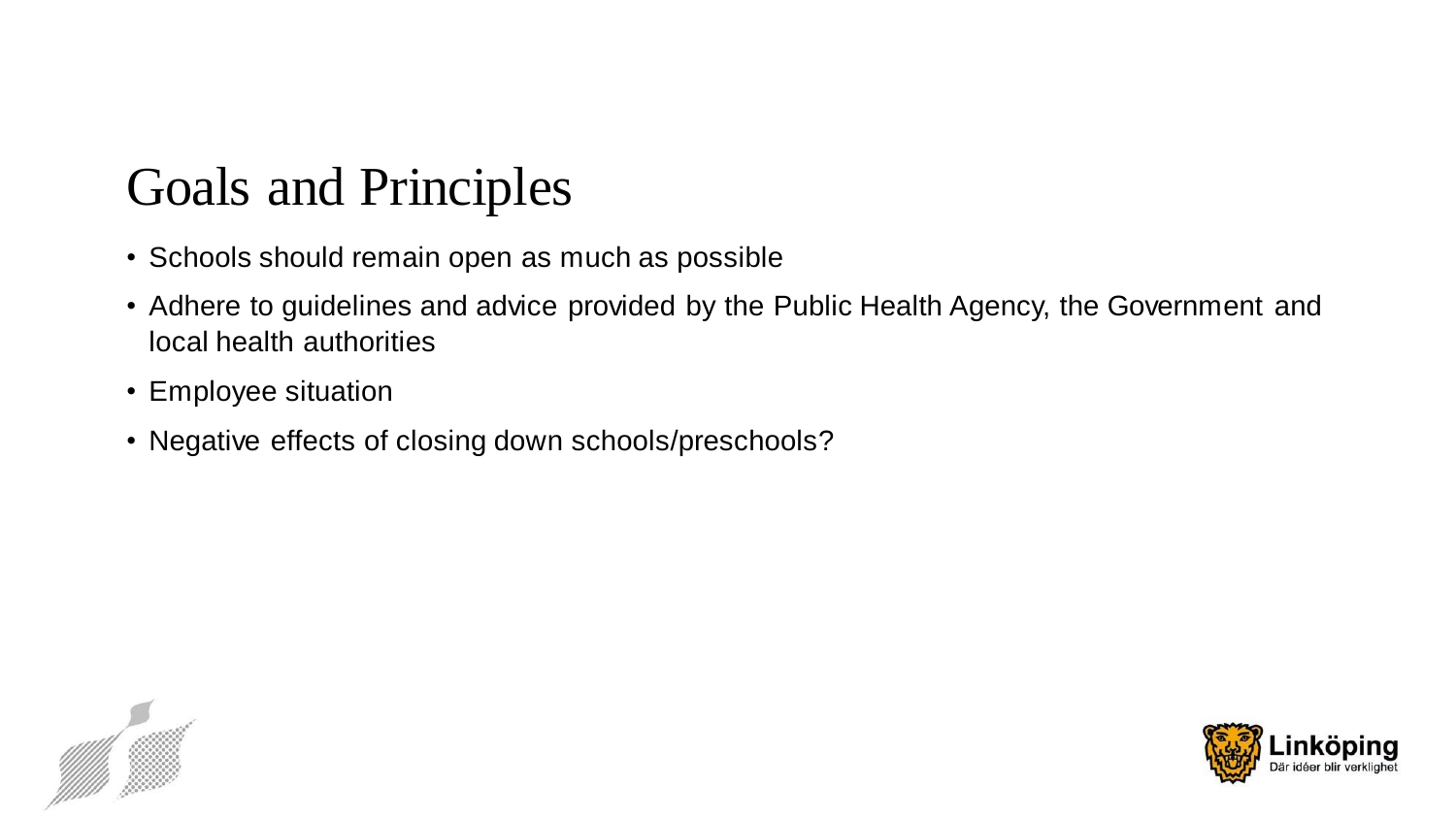# Goals and Principles

- Schools should remain open as much as possible
- Adhere to guidelines and advice provided by the Public Health Agency, the Government and local health authorities
- Employee situation
- Negative effects of closing down schools/preschools?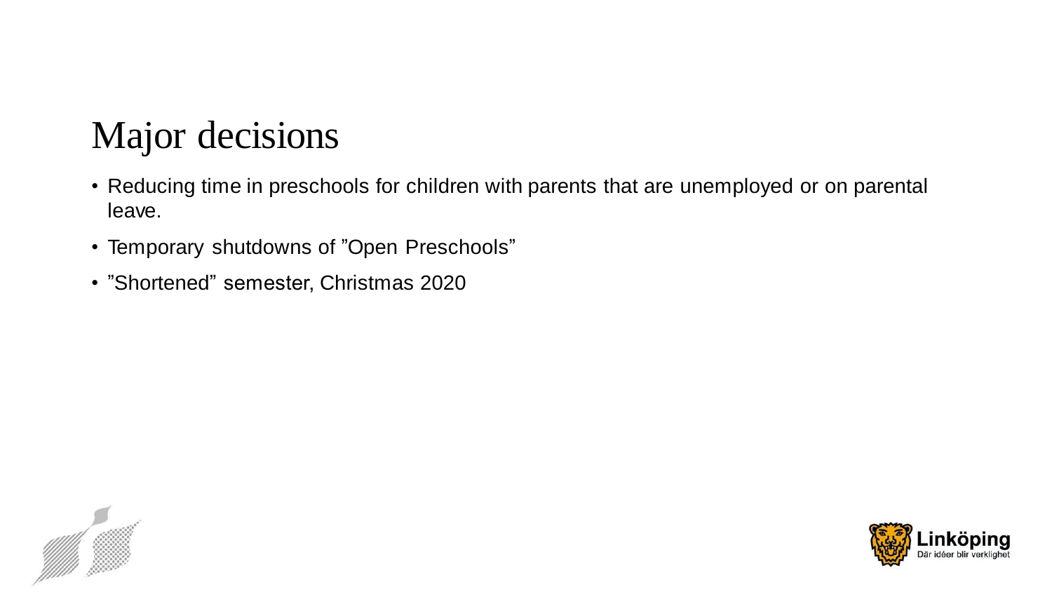# Major decisions

- Reducing time in preschools for children with parents that are unemployed or on parental leave.
- Temporary shutdowns of ”Open Preschools”
- ”Shortened” semester, Christmas 2020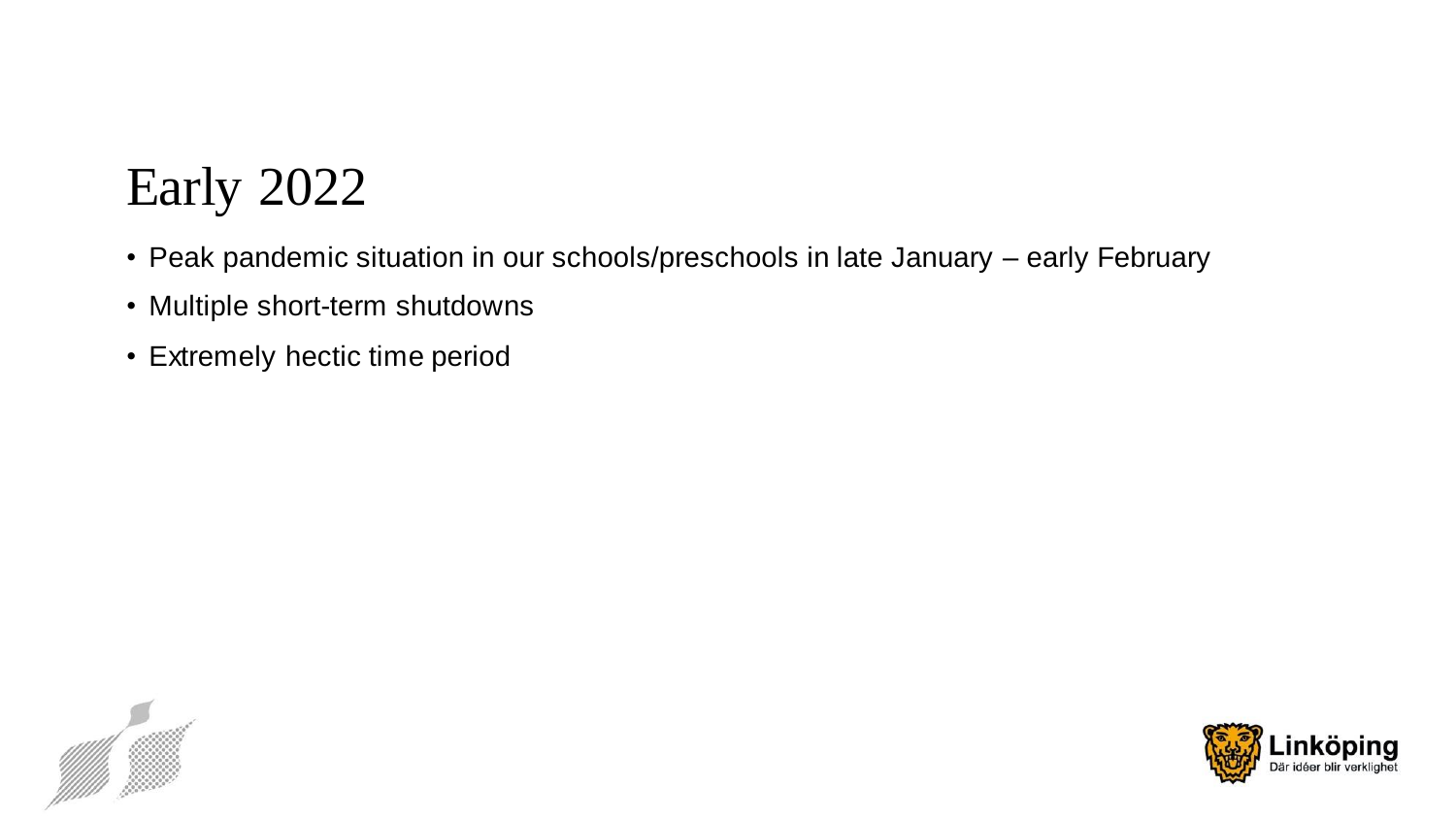# Early 2022

- Peak pandemic situation in our schools/preschools in late January – early February
- Multiple short-term shutdowns
- Extremely hectic time period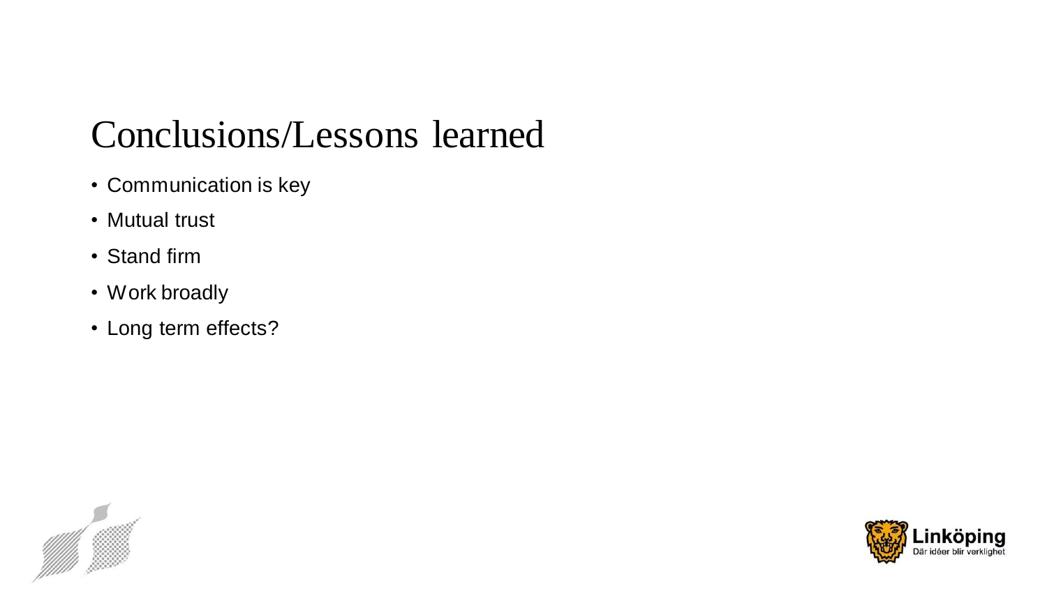# Conclusions/Lessons learned

- Communication is key
- Mutual trust
- Stand firm
- Work broadly
- Long term effects?